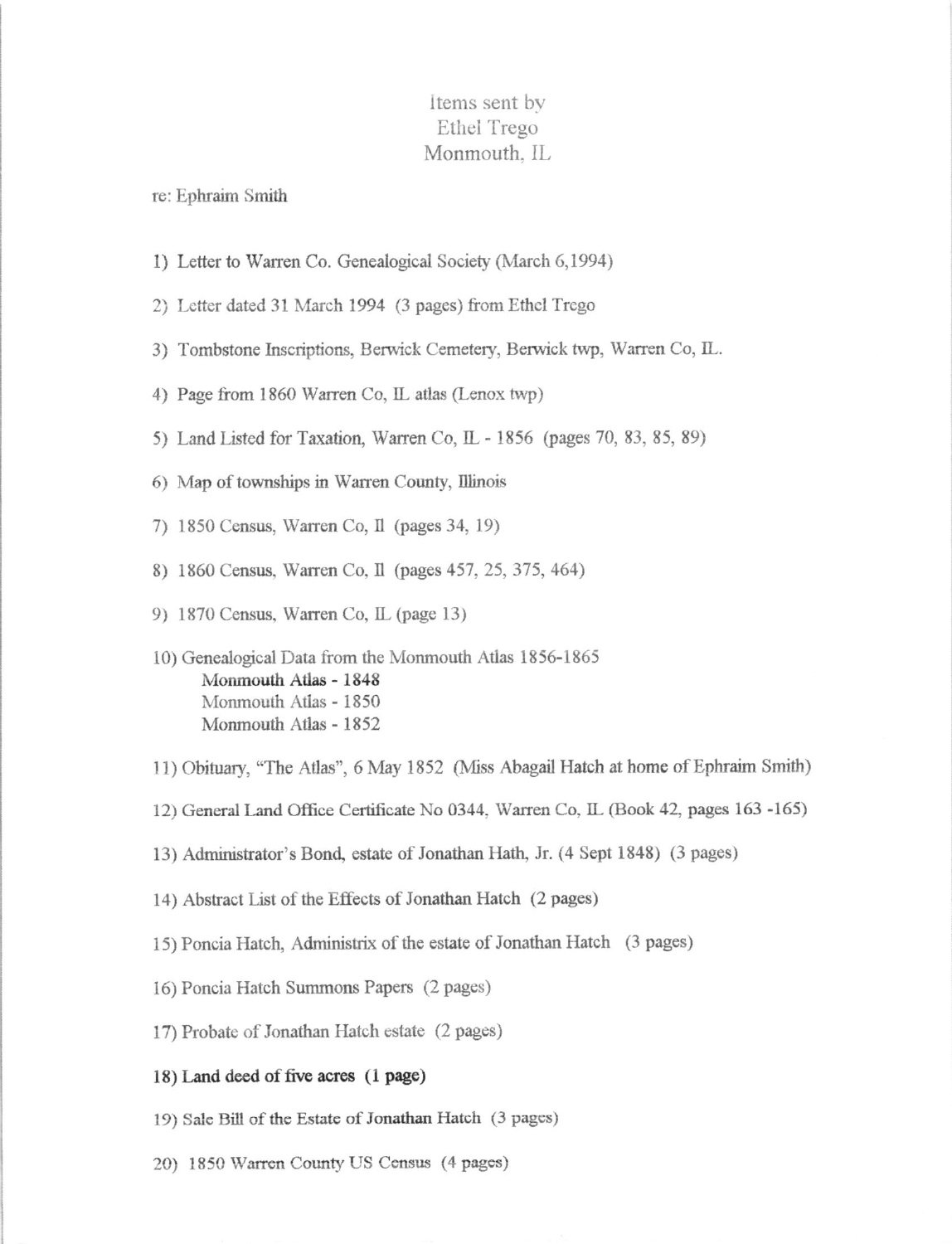# Items sent by Ethel Trego Monmouth, IL

re: Ephraim Smith

1) Letter to Warren Co. Genealogical Society (March 6,1994)

2) Letter dated 31 March 1994 (3 pages) from Ethel Trego

3) Tombstone Inscriptions, Berwick Cemetery, Berwick twp, Warren Co, IL.

4) Page from 1860 Warren Co, IL atlas (Lenox twp)

5) Land Listed for Taxation, Warren Co, IL - 1856 (pages 70, 83, 85, 89)

6) Map of townships in Warren County, Illinois

7) 1850 Census, Warren Co, Il (pages 34, 19)

8) 1860 Census, Warren Co, Il (pages 457, 25, 375, 464)

9) 1870 Census, Warren Co, IL (page 13)

10) Genealogical Data from the Monmouth Atlas 1856-1865
    **Monmouth Atlas - 1848**
    Monmouth Atlas - 1850
    Monmouth Atlas - 1852

11) Obituary, "The Atlas", 6 May 1852 (Miss Abagail Hatch at home of Ephraim Smith)

12) General Land Office Certificate No 0344, Warren Co, IL (Book 42, pages 163 -165)

13) Administrator's Bond, estate of Jonathan Hath, Jr. (4 Sept 1848) (3 pages)

14) Abstract List of the Effects of Jonathan Hatch (2 pages)

15) Poncia Hatch, Administrix of the estate of Jonathan Hatch (3 pages)

16) Poncia Hatch Summons Papers (2 pages)

17) Probate of Jonathan Hatch estate (2 pages)

**18) Land deed of five acres (1 page)**

19) Sale Bill of the Estate of Jonathan Hatch (3 pages)

20) 1850 Warren County US Census (4 pages)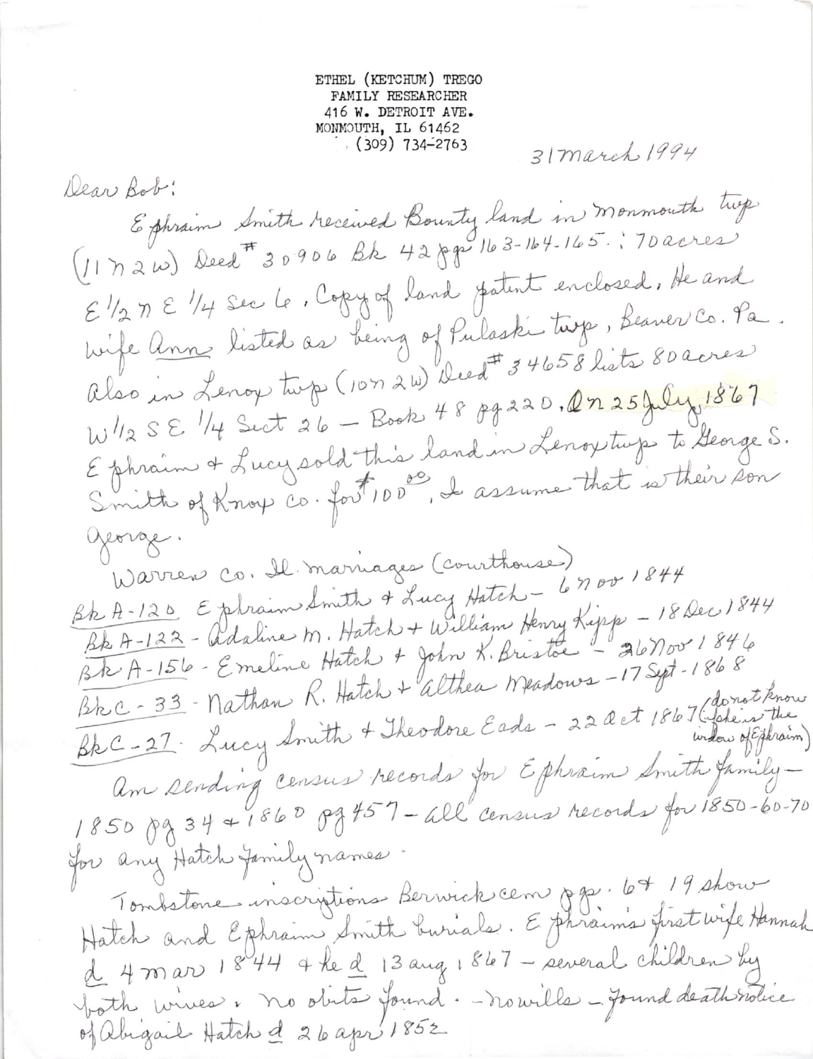ETHEL (KETCHUM) TREGO
FAMILY RESEARCHER
416 W. DETROIT AVE.
MONMOUTH, IL 61462
(309) 734-2763

31 March 1994

Dear Bob:

Ephraim Smith received Bounty land in Monmouth twp (11 N 2 W) Deed # 30906 Bk 42 pgs 163-164-165. ; 70 acres E 1/2 N E 1/4 Sec 6. Copy of land patent enclosed. He and wife Ann listed as being of Pulaski twp, Beaver Co. Pa. Also in Lenox twp (10 N 2 W) Deed # 34658 lists 80 acres W 1/2 S E 1/4 Sect 26 - Book 48 pg 220. On 25 July 1867 Ephraim & Lucy sold this land in Lenox twp to George S. Smith of Knox Co. for $100.00. I assume that is their son George.

Warren Co. Il. marriages (courthouse)

Bk A-120 Ephraim Smith & Lucy Hatch - 6 Nov 1844
Bk A-122 - Adaline M. Hatch + William Henry Kipp - 18 Dec 1844
Bk A-156 - Emeline Hatch + John K. Bristoe - 26 Nov 1846
Bk C - 33 - Nathan R. Hatch + Althea Meadows - 17 Sept - 1868
Bk C - 27 - Lucy Smith + Theodore Eads - 22 Oct 1867 (do not know if she is the widow of Ephraim)

Am sending census records for Ephraim Smith family - 1850 pg 34 + 1860 pg 457 - all census records for 1850-60-70 for any Hatch family names.

Tombstone inscriptions Berwick cem pgs. 6 + 19 show Hatch and Ephraim Smith burials. Ephraim's first wife Hannah d 4 mar 1844 + he d 13 aug 1867 - several children by both wives. No obits found. - no wills - found death notice of Abigail Hatch d 26 apr 1852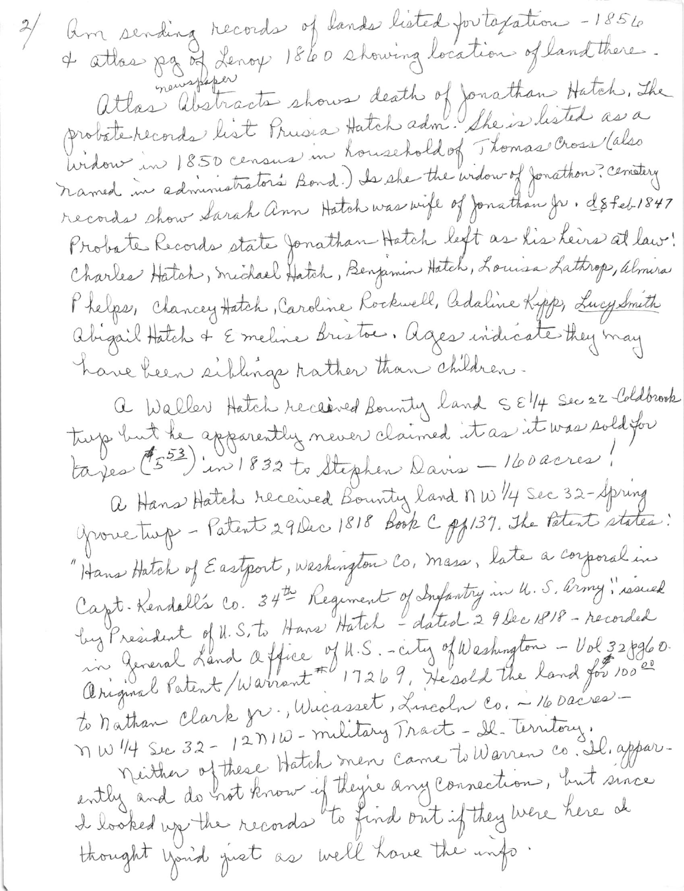2/ Am sending records of lands listed for taxation - 1856 & atlas pg of Lenox 1860 showing location of land there.

Atlas newspaper Abstracts shows death of Jonathan Hatch. The probate records list Prusia Hatch adm. She is listed as a widow in 1850 census in household of Thomas Cross (also named in administrator's Bond.) Is she the widow of Jonathon? Cemetery records show Sarah Ann Hatch was wife of Jonathan Jr. d 8 Feb 1847

Probate Records state Jonathan Hatch left as his heirs at law: Charles Hatch, Michael Hatch, Benjamin Hatch, Louisa Lathrop, Almira Phelps, Chancey Hatch, Caroline Rockwell, Adaline Kipp, Lucy Smith Abigail Hatch & Emeline Bristoe. Ages indicate they may have been siblings rather than children.

A Waller Hatch received Bounty land SE 1/4 Sec 22 Coldbrook twp but he apparently never claimed it as it was sold for taxes ($5.53) in 1832 to Stephen Davis — 160 acres!

A Hans Hatch received Bounty land NW 1/4 Sec 32 - Spring Grove twp - Patent 29 Dec 1818 Book C pg 137. The Patent states: "Hans Hatch of Eastport, Washington Co, Mass, late a corporal in Capt. Kendall's Co. 34th Regiment of Infantry in U. S. Army", issued by President of U. S. to Hans Hatch - dated 29 Dec 1818 - recorded in General Land Office of U.S. - city of Washington - Vol 32 pg 60. Original Patent/Warrant # 17269. He sold the land for $100.00 to Nathan Clark Jr., Wiscasset, Lincoln Co. - 160 acres - NW 1/4 Sec 32 - 12N 1W - Military Tract - Il. Territory.

Neither of these Hatch men came to Warren Co. Il. apparently and do not know if they're any connection, but since I looked up the records to find out if they were here I thought you'd just as well have the info.